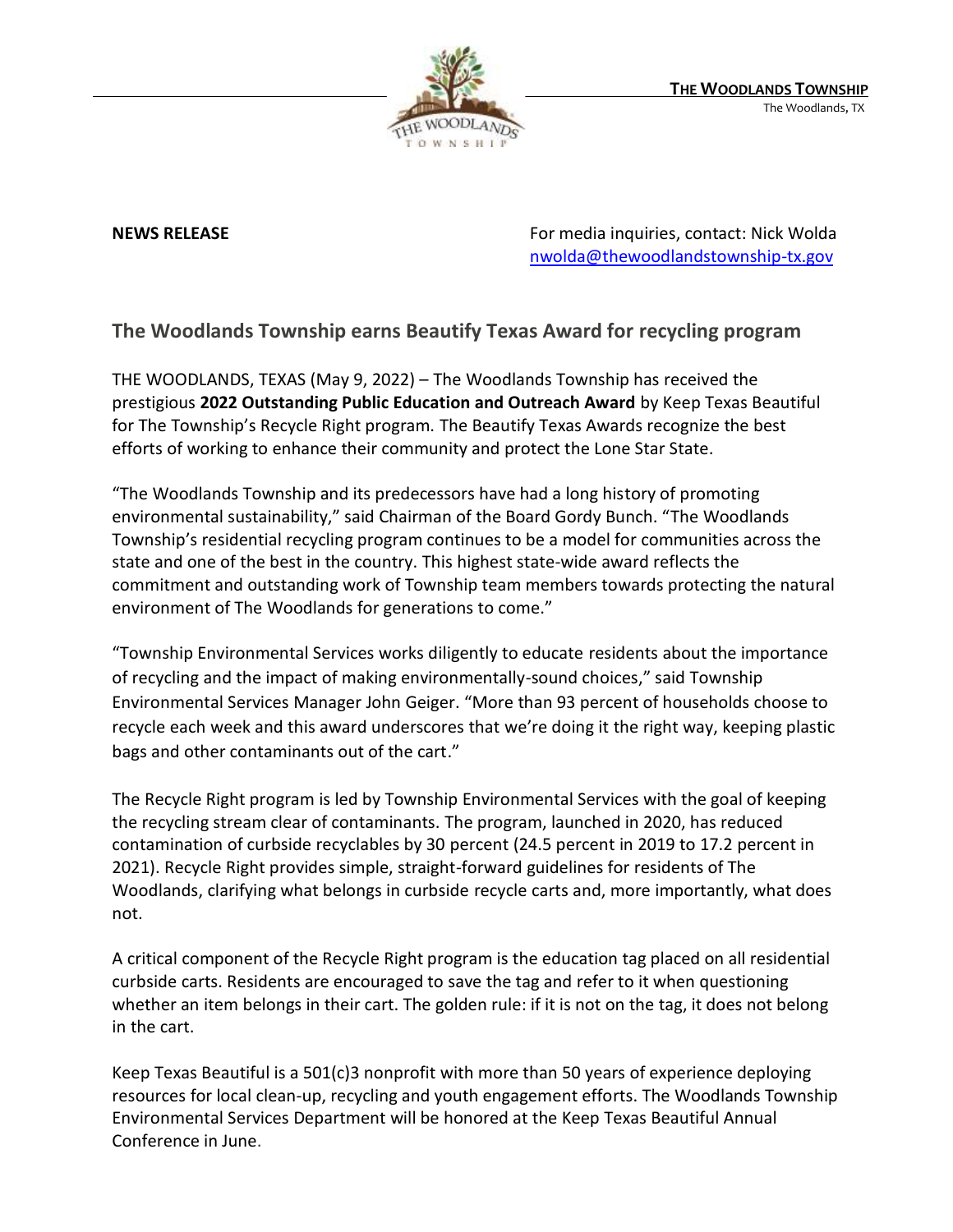**THE WOODLANDS TOWNSHIP**
The Woodlands, TX

**NEWS RELEASE**

For media inquiries, contact: Nick Wolda
nwolda@thewoodlandstownship-tx.gov

## The Woodlands Township earns Beautify Texas Award for recycling program

THE WOODLANDS, TEXAS (May 9, 2022) – The Woodlands Township has received the prestigious **2022 Outstanding Public Education and Outreach Award** by Keep Texas Beautiful for The Township's Recycle Right program. The Beautify Texas Awards recognize the best efforts of working to enhance their community and protect the Lone Star State.

"The Woodlands Township and its predecessors have had a long history of promoting environmental sustainability," said Chairman of the Board Gordy Bunch. "The Woodlands Township's residential recycling program continues to be a model for communities across the state and one of the best in the country. This highest state-wide award reflects the commitment and outstanding work of Township team members towards protecting the natural environment of The Woodlands for generations to come."

"Township Environmental Services works diligently to educate residents about the importance of recycling and the impact of making environmentally-sound choices," said Township Environmental Services Manager John Geiger. "More than 93 percent of households choose to recycle each week and this award underscores that we're doing it the right way, keeping plastic bags and other contaminants out of the cart."

The Recycle Right program is led by Township Environmental Services with the goal of keeping the recycling stream clear of contaminants. The program, launched in 2020, has reduced contamination of curbside recyclables by 30 percent (24.5 percent in 2019 to 17.2 percent in 2021). Recycle Right provides simple, straight-forward guidelines for residents of The Woodlands, clarifying what belongs in curbside recycle carts and, more importantly, what does not.

A critical component of the Recycle Right program is the education tag placed on all residential curbside carts. Residents are encouraged to save the tag and refer to it when questioning whether an item belongs in their cart. The golden rule: if it is not on the tag, it does not belong in the cart.

Keep Texas Beautiful is a 501(c)3 nonprofit with more than 50 years of experience deploying resources for local clean-up, recycling and youth engagement efforts. The Woodlands Township Environmental Services Department will be honored at the Keep Texas Beautiful Annual Conference in June.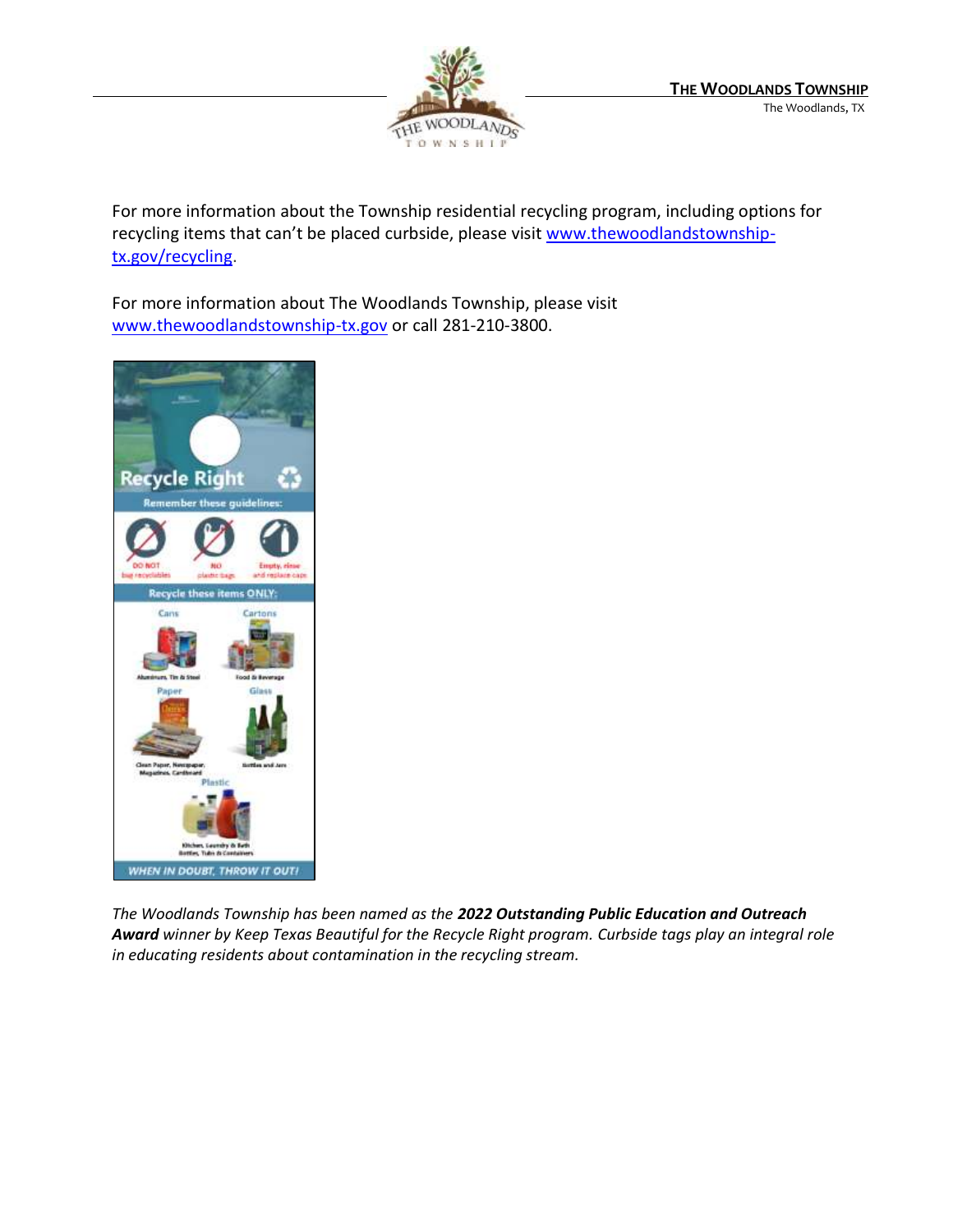For more information about the Township residential recycling program, including options for recycling items that can't be placed curbside, please visit [www.thewoodlandstownship-tx.gov/recycling](www.thewoodlandstownship-tx.gov/recycling).

For more information about The Woodlands Township, please visit [www.thewoodlandstownship-tx.gov](www.thewoodlandstownship-tx.gov) or call 281-210-3800.

Recycle Right

Remember these guidelines:

DO NOT bag recyclables

NO plastic bags

Empty, rinse and replace caps

Recycle these items ONLY:

Cans
Aluminum, Tin & Steel

Cartons
Food & Beverage

Paper
Clean Paper, Newspaper, Magazines, Cardboard

Glass
Bottles and Jars

Plastic
Kitchen, Laundry & Bath Bottles, Tubs & Containers

WHEN IN DOUBT, THROW IT OUT!

*The Woodlands Township has been named as the **2022 Outstanding Public Education and Outreach Award** winner by Keep Texas Beautiful for the Recycle Right program. Curbside tags play an integral role in educating residents about contamination in the recycling stream.*